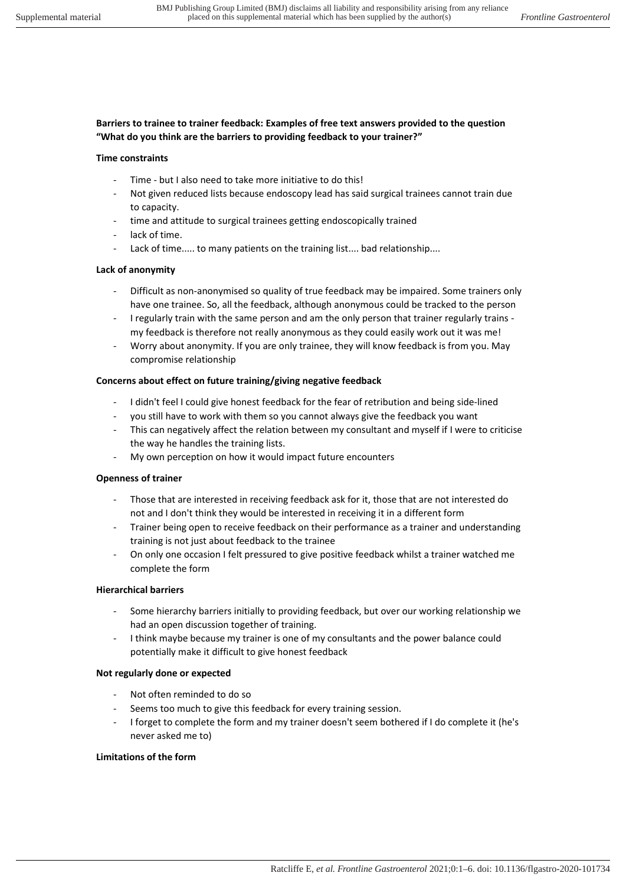**Barriers to trainee to trainer feedback: Examples of free text answers provided to the question "What do you think are the barriers to providing feedback to your trainer?"**

**Time constraints**

- Time - but I also need to take more initiative to do this!
- Not given reduced lists because endoscopy lead has said surgical trainees cannot train due to capacity.
- time and attitude to surgical trainees getting endoscopically trained
- lack of time.
- Lack of time..... to many patients on the training list.... bad relationship....

**Lack of anonymity**

- Difficult as non-anonymised so quality of true feedback may be impaired. Some trainers only have one trainee. So, all the feedback, although anonymous could be tracked to the person
- I regularly train with the same person and am the only person that trainer regularly trains - my feedback is therefore not really anonymous as they could easily work out it was me!
- Worry about anonymity. If you are only trainee, they will know feedback is from you. May compromise relationship

**Concerns about effect on future training/giving negative feedback**

- I didn't feel I could give honest feedback for the fear of retribution and being side-lined
- you still have to work with them so you cannot always give the feedback you want
- This can negatively affect the relation between my consultant and myself if I were to criticise the way he handles the training lists.
- My own perception on how it would impact future encounters

**Openness of trainer**

- Those that are interested in receiving feedback ask for it, those that are not interested do not and I don't think they would be interested in receiving it in a different form
- Trainer being open to receive feedback on their performance as a trainer and understanding training is not just about feedback to the trainee
- On only one occasion I felt pressured to give positive feedback whilst a trainer watched me complete the form

**Hierarchical barriers**

- Some hierarchy barriers initially to providing feedback, but over our working relationship we had an open discussion together of training.
- I think maybe because my trainer is one of my consultants and the power balance could potentially make it difficult to give honest feedback

**Not regularly done or expected**

- Not often reminded to do so
- Seems too much to give this feedback for every training session.
- I forget to complete the form and my trainer doesn't seem bothered if I do complete it (he's never asked me to)

**Limitations of the form**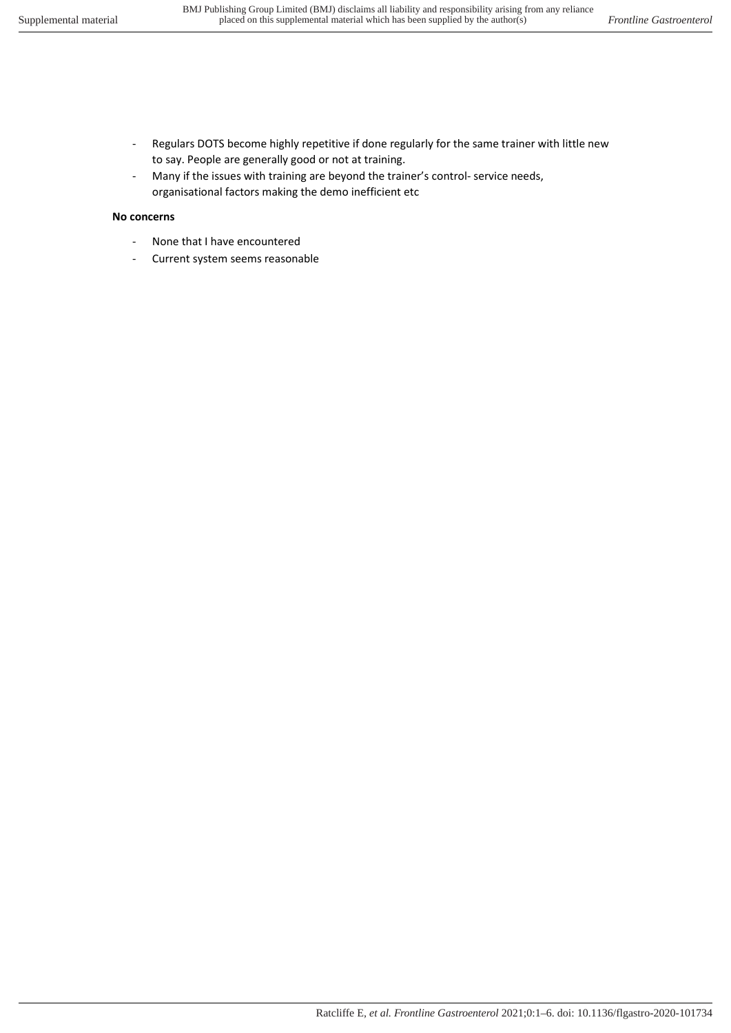- Regulars DOTS become highly repetitive if done regularly for the same trainer with little new to say. People are generally good or not at training.
- Many if the issues with training are beyond the trainer's control- service needs, organisational factors making the demo inefficient etc

**No concerns**

- None that I have encountered
- Current system seems reasonable